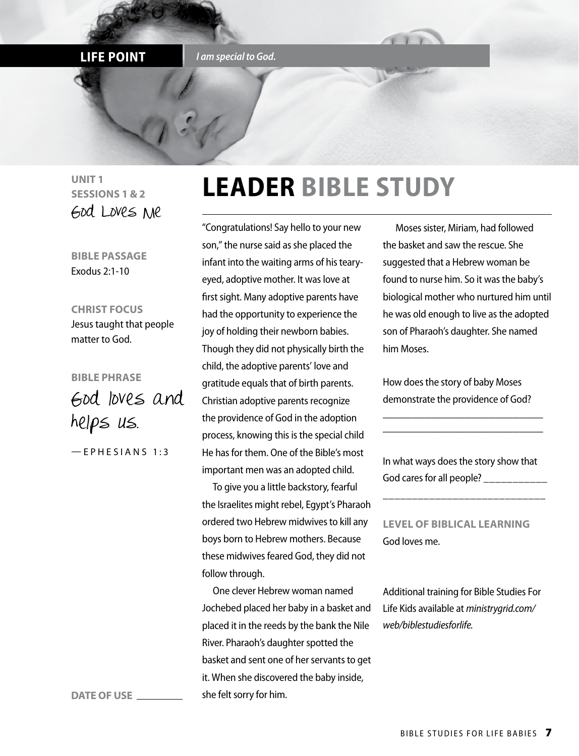**LIFE POINT** *I am special to God.*

**UNIT 1**
**SESSIONS 1 & 2**
God Loves Me

**BIBLE PASSAGE**
Exodus 2:1-10

**CHRIST FOCUS**
Jesus taught that people matter to God.

**BIBLE PHRASE**
God loves and helps us.

— EPHESIANS 1:3

**DATE OF USE** ________

# LEADER BIBLE STUDY

"Congratulations! Say hello to your new son," the nurse said as she placed the infant into the waiting arms of his teary-eyed, adoptive mother. It was love at first sight. Many adoptive parents have had the opportunity to experience the joy of holding their newborn babies. Though they did not physically birth the child, the adoptive parents' love and gratitude equals that of birth parents. Christian adoptive parents recognize the providence of God in the adoption process, knowing this is the special child He has for them. One of the Bible's most important men was an adopted child.

To give you a little backstory, fearful the Israelites might rebel, Egypt's Pharaoh ordered two Hebrew midwives to kill any boys born to Hebrew mothers. Because these midwives feared God, they did not follow through.

One clever Hebrew woman named Jochebed placed her baby in a basket and placed it in the reeds by the bank the Nile River. Pharaoh's daughter spotted the basket and sent one of her servants to get it. When she discovered the baby inside, she felt sorry for him.

Moses sister, Miriam, had followed the basket and saw the rescue. She suggested that a Hebrew woman be found to nurse him. So it was the baby's biological mother who nurtured him until he was old enough to live as the adopted son of Pharaoh's daughter. She named him Moses.

How does the story of baby Moses demonstrate the providence of God? ________________________________
________________________________

In what ways does the story show that God cares for all people? ____________
______________________________

**LEVEL OF BIBLICAL LEARNING**
God loves me.

Additional training for Bible Studies For Life Kids available at *ministrygrid.com/web/biblestudiesforlife.*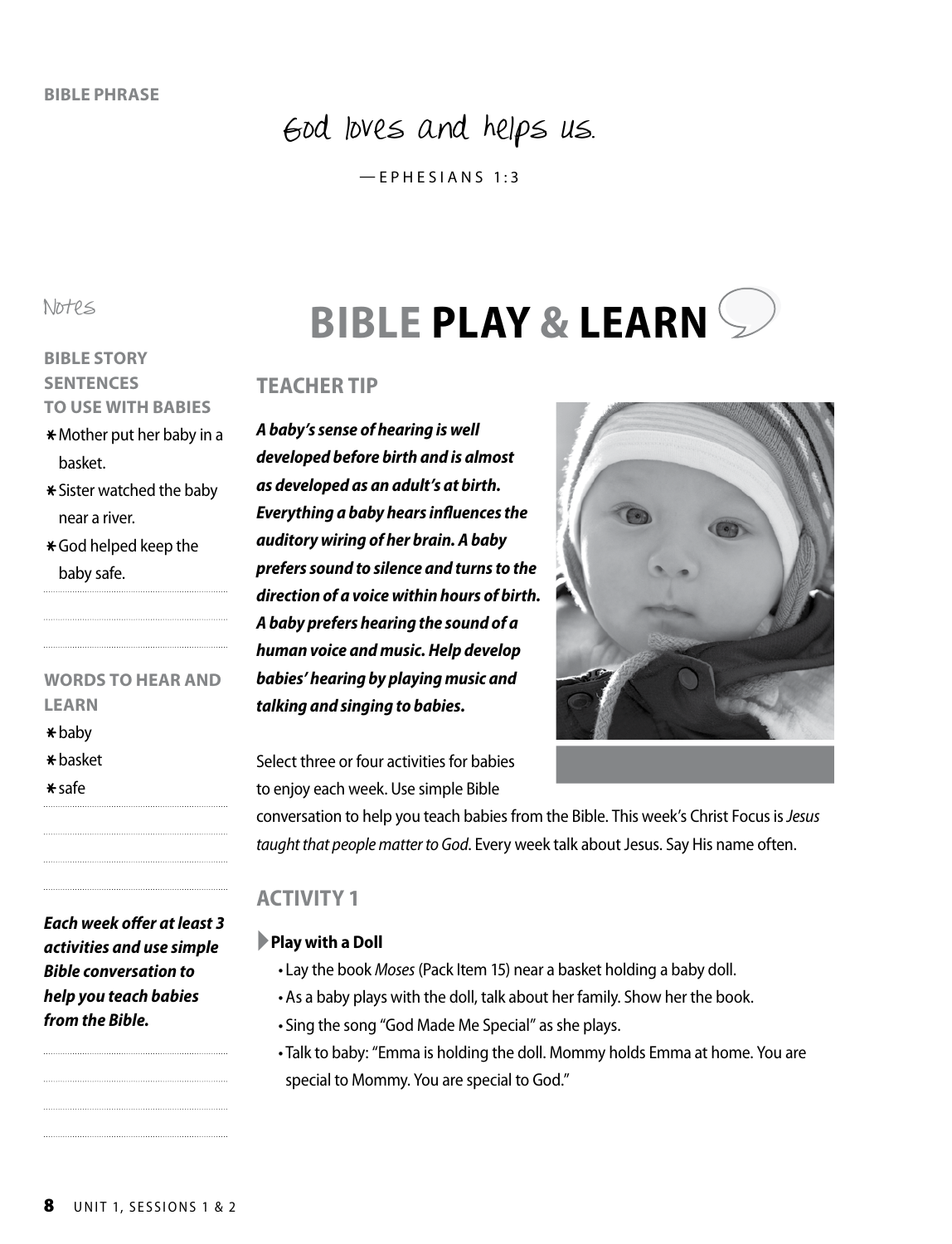BIBLE PHRASE

God loves and helps us.

— EPHESIANS 1:3

Notes

**BIBLE STORY SENTENCES TO USE WITH BABIES**

* Mother put her baby in a basket.
* Sister watched the baby near a river.
* God helped keep the baby safe.

**WORDS TO HEAR AND LEARN**

* baby
* basket
* safe

***Each week offer at least 3 activities and use simple Bible conversation to help you teach babies from the Bible.***

# BIBLE PLAY & LEARN

## TEACHER TIP

***A baby's sense of hearing is well developed before birth and is almost as developed as an adult's at birth. Everything a baby hears influences the auditory wiring of her brain. A baby prefers sound to silence and turns to the direction of a voice within hours of birth. A baby prefers hearing the sound of a human voice and music. Help develop babies' hearing by playing music and talking and singing to babies.***

Select three or four activities for babies to enjoy each week. Use simple Bible conversation to help you teach babies from the Bible. This week's Christ Focus is *Jesus taught that people matter to God*. Every week talk about Jesus. Say His name often.

## ACTIVITY 1

### Play with a Doll

- Lay the book *Moses* (Pack Item 15) near a basket holding a baby doll.
- As a baby plays with the doll, talk about her family. Show her the book.
- Sing the song "God Made Me Special" as she plays.
- Talk to baby: "Emma is holding the doll. Mommy holds Emma at home. You are special to Mommy. You are special to God."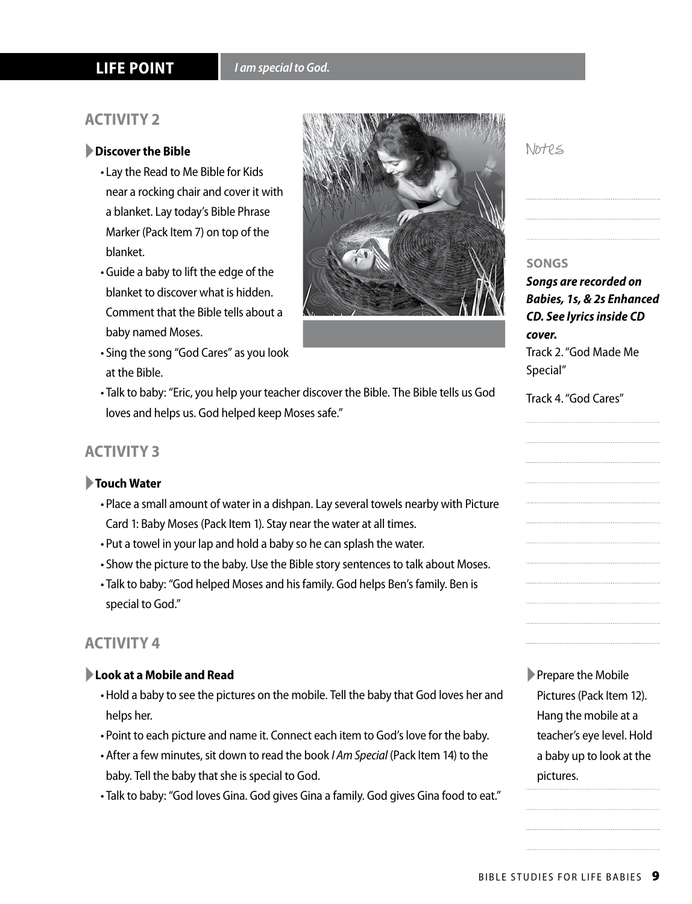**LIFE POINT** *I am special to God.*

## ACTIVITY 2

**Discover the Bible**

- Lay the Read to Me Bible for Kids near a rocking chair and cover it with a blanket. Lay today's Bible Phrase Marker (Pack Item 7) on top of the blanket.
- Guide a baby to lift the edge of the blanket to discover what is hidden. Comment that the Bible tells about a baby named Moses.
- Sing the song "God Cares" as you look at the Bible.
- Talk to baby: "Eric, you help your teacher discover the Bible. The Bible tells us God loves and helps us. God helped keep Moses safe."

## ACTIVITY 3

**Touch Water**

- Place a small amount of water in a dishpan. Lay several towels nearby with Picture Card 1: Baby Moses (Pack Item 1). Stay near the water at all times.
- Put a towel in your lap and hold a baby so he can splash the water.
- Show the picture to the baby. Use the Bible story sentences to talk about Moses.
- Talk to baby: "God helped Moses and his family. God helps Ben's family. Ben is special to God."

## ACTIVITY 4

**Look at a Mobile and Read**

- Hold a baby to see the pictures on the mobile. Tell the baby that God loves her and helps her.
- Point to each picture and name it. Connect each item to God's love for the baby.
- After a few minutes, sit down to read the book *I Am Special* (Pack Item 14) to the baby. Tell the baby that she is special to God.
- Talk to baby: "God loves Gina. God gives Gina a family. God gives Gina food to eat."

Notes

### SONGS

***Songs are recorded on Babies, 1s, & 2s Enhanced CD. See lyrics inside CD cover.***

Track 2. "God Made Me Special"

Track 4. "God Cares"

Prepare the Mobile Pictures (Pack Item 12). Hang the mobile at a teacher's eye level. Hold a baby up to look at the pictures.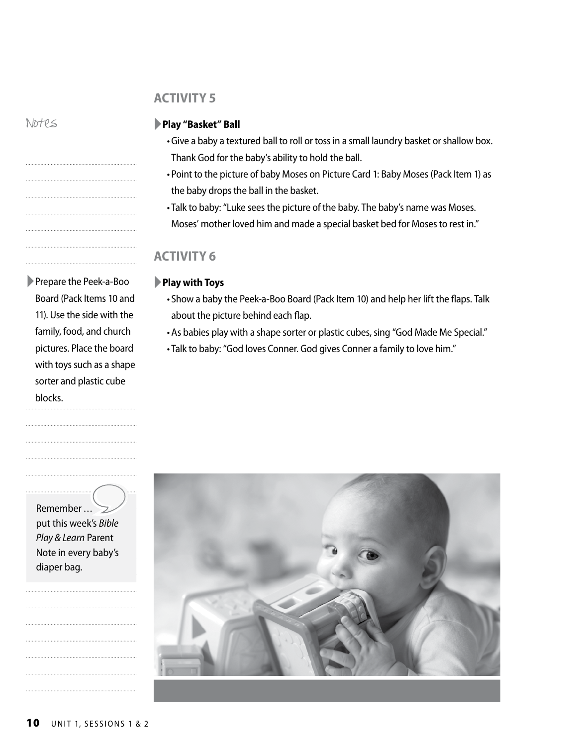## ACTIVITY 5

Notes

**Play "Basket" Ball**

- Give a baby a textured ball to roll or toss in a small laundry basket or shallow box. Thank God for the baby's ability to hold the ball.
- Point to the picture of baby Moses on Picture Card 1: Baby Moses (Pack Item 1) as the baby drops the ball in the basket.
- Talk to baby: "Luke sees the picture of the baby. The baby's name was Moses. Moses' mother loved him and made a special basket bed for Moses to rest in."

## ACTIVITY 6

Prepare the Peek-a-Boo Board (Pack Items 10 and 11). Use the side with the family, food, and church pictures. Place the board with toys such as a shape sorter and plastic cube blocks.

**Play with Toys**

- Show a baby the Peek-a-Boo Board (Pack Item 10) and help her lift the flaps. Talk about the picture behind each flap.
- As babies play with a shape sorter or plastic cubes, sing "God Made Me Special."
- Talk to baby: "God loves Conner. God gives Conner a family to love him."

Remember … put this week's *Bible Play & Learn* Parent Note in every baby's diaper bag.